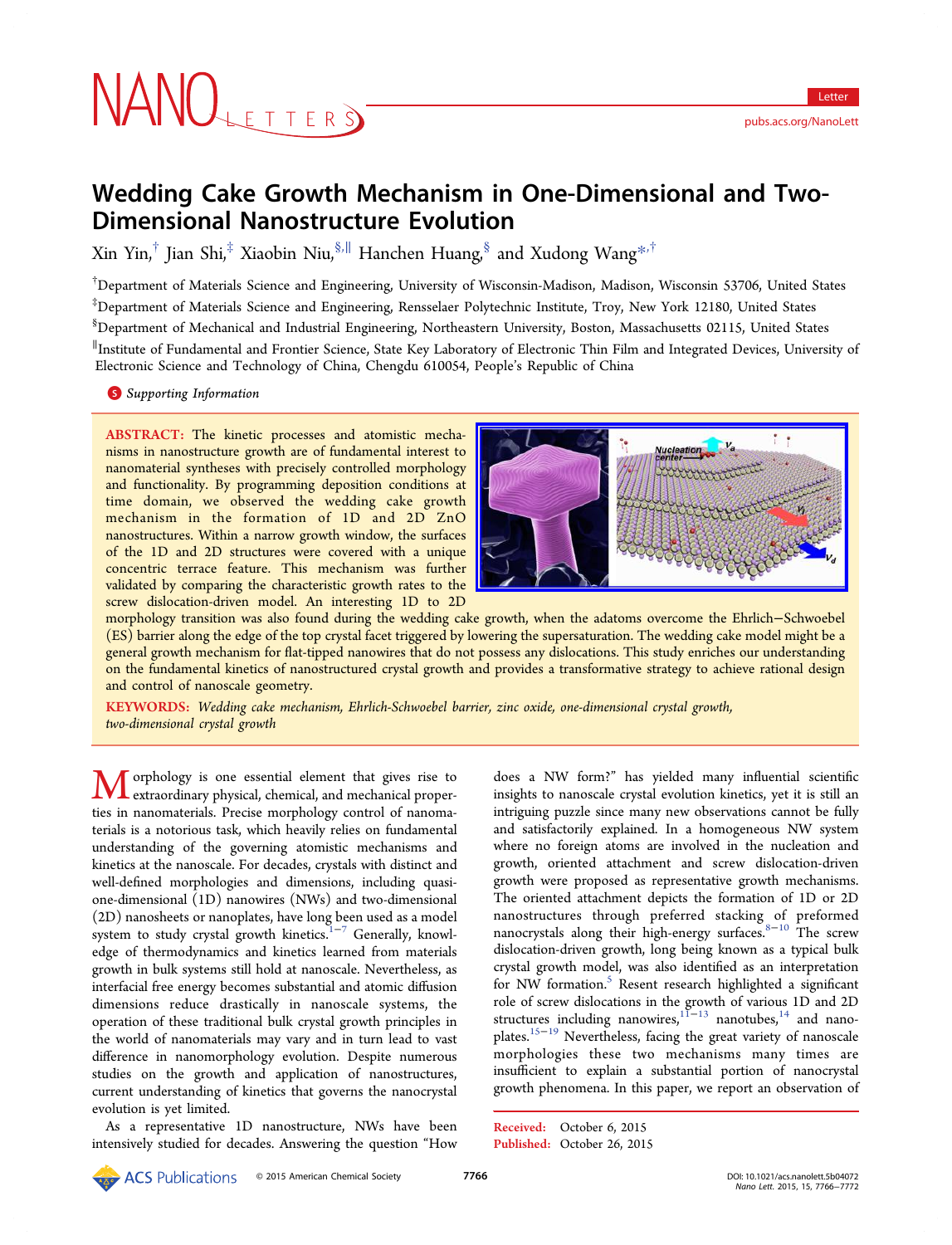# Wedding Cake Growth Mechanism in One-Dimensional and Two-Dimensional Nanostructure Evolution

Xin Yin,[†] Jian Shi,[‡] Xiaobin Niu,[§,∥] Hanchen Huang,[§] and Xudong Wang*[,†]

[†]Department of Materials Science and Engineering, University of Wisconsin-Madison, Madison, Wisconsin 53706, United States

[‡]Department of Materials Science and Engineering, Rensselaer Polytechnic Institute, Troy, New York 12180, United States

[§]Department of Mechanical and Industrial Engineering, Northeastern University, Boston, Massachusetts 02115, United States

[∥]Institute of Fundamental and Frontier Science, State Key Laboratory of Electronic Thin Film and Integrated Devices, University of Electronic Science and Technology of China, Chengdu 610054, People's Republic of China

Supporting Information

**ABSTRACT:** The kinetic processes and atomistic mechanisms in nanostructure growth are of fundamental interest to nanomaterial syntheses with precisely controlled morphology and functionality. By programming deposition conditions at time domain, we observed the wedding cake growth mechanism in the formation of 1D and 2D ZnO nanostructures. Within a narrow growth window, the surfaces of the 1D and 2D structures were covered with a unique concentric terrace feature. This mechanism was further validated by comparing the characteristic growth rates to the screw dislocation-driven model. An interesting 1D to 2D morphology transition was also found during the wedding cake growth, when the adatoms overcome the Ehrlich−Schwoebel (ES) barrier along the edge of the top crystal facet triggered by lowering the supersaturation. The wedding cake model might be a general growth mechanism for flat-tipped nanowires that do not possess any dislocations. This study enriches our understanding on the fundamental kinetics of nanostructured crystal growth and provides a transformative strategy to achieve rational design and control of nanoscale geometry.

**KEYWORDS:** *Wedding cake mechanism, Ehrlich-Schwoebel barrier, zinc oxide, one-dimensional crystal growth, two-dimensional crystal growth*

Morphology is one essential element that gives rise to extraordinary physical, chemical, and mechanical properties in nanomaterials. Precise morphology control of nanomaterials is a notorious task, which heavily relies on fundamental understanding of the governing atomistic mechanisms and kinetics at the nanoscale. For decades, crystals with distinct and well-defined morphologies and dimensions, including quasi-one-dimensional (1D) nanowires (NWs) and two-dimensional (2D) nanosheets or nanoplates, have long been used as a model system to study crystal growth kinetics.[1−7] Generally, knowledge of thermodynamics and kinetics learned from materials growth in bulk systems still hold at nanoscale. Nevertheless, as interfacial free energy becomes substantial and atomic diffusion dimensions reduce drastically in nanoscale systems, the operation of these traditional bulk crystal growth principles in the world of nanomaterials may vary and in turn lead to vast difference in nanomorphology evolution. Despite numerous studies on the growth and application of nanostructures, current understanding of kinetics that governs the nanocrystal evolution is yet limited.

As a representative 1D nanostructure, NWs have been intensively studied for decades. Answering the question "How does a NW form?" has yielded many influential scientific insights to nanoscale crystal evolution kinetics, yet it is still an intriguing puzzle since many new observations cannot be fully and satisfactorily explained. In a homogeneous NW system where no foreign atoms are involved in the nucleation and growth, oriented attachment and screw dislocation-driven growth were proposed as representative growth mechanisms. The oriented attachment depicts the formation of 1D or 2D nanostructures through preferred stacking of preformed nanocrystals along their high-energy surfaces.[8−10] The screw dislocation-driven growth, long being known as a typical bulk crystal growth model, was also identified as an interpretation for NW formation.[5] Resent research highlighted a significant role of screw dislocations in the growth of various 1D and 2D structures including nanowires,[11−13] nanotubes,[14] and nanoplates.[15−19] Nevertheless, facing the great variety of nanoscale morphologies these two mechanisms many times are insufficient to explain a substantial portion of nanocrystal growth phenomena. In this paper, we report an observation of

Received: October 6, 2015
Published: October 26, 2015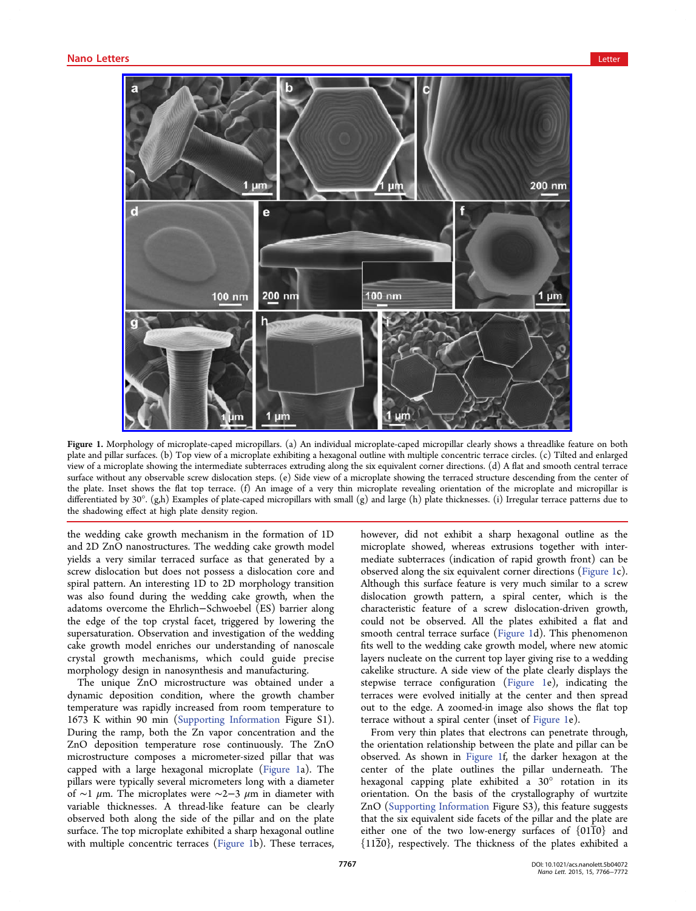**Figure 1.** Morphology of microplate-caped micropillars. (a) An individual microplate-caped micropillar clearly shows a threadlike feature on both plate and pillar surfaces. (b) Top view of a microplate exhibiting a hexagonal outline with multiple concentric terrace circles. (c) Tilted and enlarged view of a microplate showing the intermediate subterraces extruding along the six equivalent corner directions. (d) A flat and smooth central terrace surface without any observable screw dislocation steps. (e) Side view of a microplate showing the terraced structure descending from the center of the plate. Inset shows the flat top terrace. (f) An image of a very thin microplate revealing orientation of the microplate and micropillar is differentiated by 30°. (g,h) Examples of plate-caped micropillars with small (g) and large (h) plate thicknesses. (i) Irregular terrace patterns due to the shadowing effect at high plate density region.

the wedding cake growth mechanism in the formation of 1D and 2D ZnO nanostructures. The wedding cake growth model yields a very similar terraced surface as that generated by a screw dislocation but does not possess a dislocation core and spiral pattern. An interesting 1D to 2D morphology transition was also found during the wedding cake growth, when the adatoms overcome the Ehrlich−Schwoebel (ES) barrier along the edge of the top crystal facet, triggered by lowering the supersaturation. Observation and investigation of the wedding cake growth model enriches our understanding of nanoscale crystal growth mechanisms, which could guide precise morphology design in nanosynthesis and manufacturing.

The unique ZnO microstructure was obtained under a dynamic deposition condition, where the growth chamber temperature was rapidly increased from room temperature to 1673 K within 90 min (Supporting Information Figure S1). During the ramp, both the Zn vapor concentration and the ZnO deposition temperature rose continuously. The ZnO microstructure composes a micrometer-sized pillar that was capped with a large hexagonal microplate (Figure 1a). The pillars were typically several micrometers long with a diameter of ∼1 μm. The microplates were ∼2−3 μm in diameter with variable thicknesses. A thread-like feature can be clearly observed both along the side of the pillar and on the plate surface. The top microplate exhibited a sharp hexagonal outline with multiple concentric terraces (Figure 1b). These terraces, however, did not exhibit a sharp hexagonal outline as the microplate showed, whereas extrusions together with intermediate subterraces (indication of rapid growth front) can be observed along the six equivalent corner directions (Figure 1c). Although this surface feature is very much similar to a screw dislocation growth pattern, a spiral center, which is the characteristic feature of a screw dislocation-driven growth, could not be observed. All the plates exhibited a flat and smooth central terrace surface (Figure 1d). This phenomenon fits well to the wedding cake growth model, where new atomic layers nucleate on the current top layer giving rise to a wedding cakelike structure. A side view of the plate clearly displays the stepwise terrace configuration (Figure 1e), indicating the terraces were evolved initially at the center and then spread out to the edge. A zoomed-in image also shows the flat top terrace without a spiral center (inset of Figure 1e).

From very thin plates that electrons can penetrate through, the orientation relationship between the plate and pillar can be observed. As shown in Figure 1f, the darker hexagon at the center of the plate outlines the pillar underneath. The hexagonal capping plate exhibited a 30° rotation in its orientation. On the basis of the crystallography of wurtzite ZnO (Supporting Information Figure S3), this feature suggests that the six equivalent side facets of the pillar and the plate are either one of the two low-energy surfaces of $\{01\bar{1}0\}$ and $\{11\bar{2}0\}$, respectively. The thickness of the plates exhibited a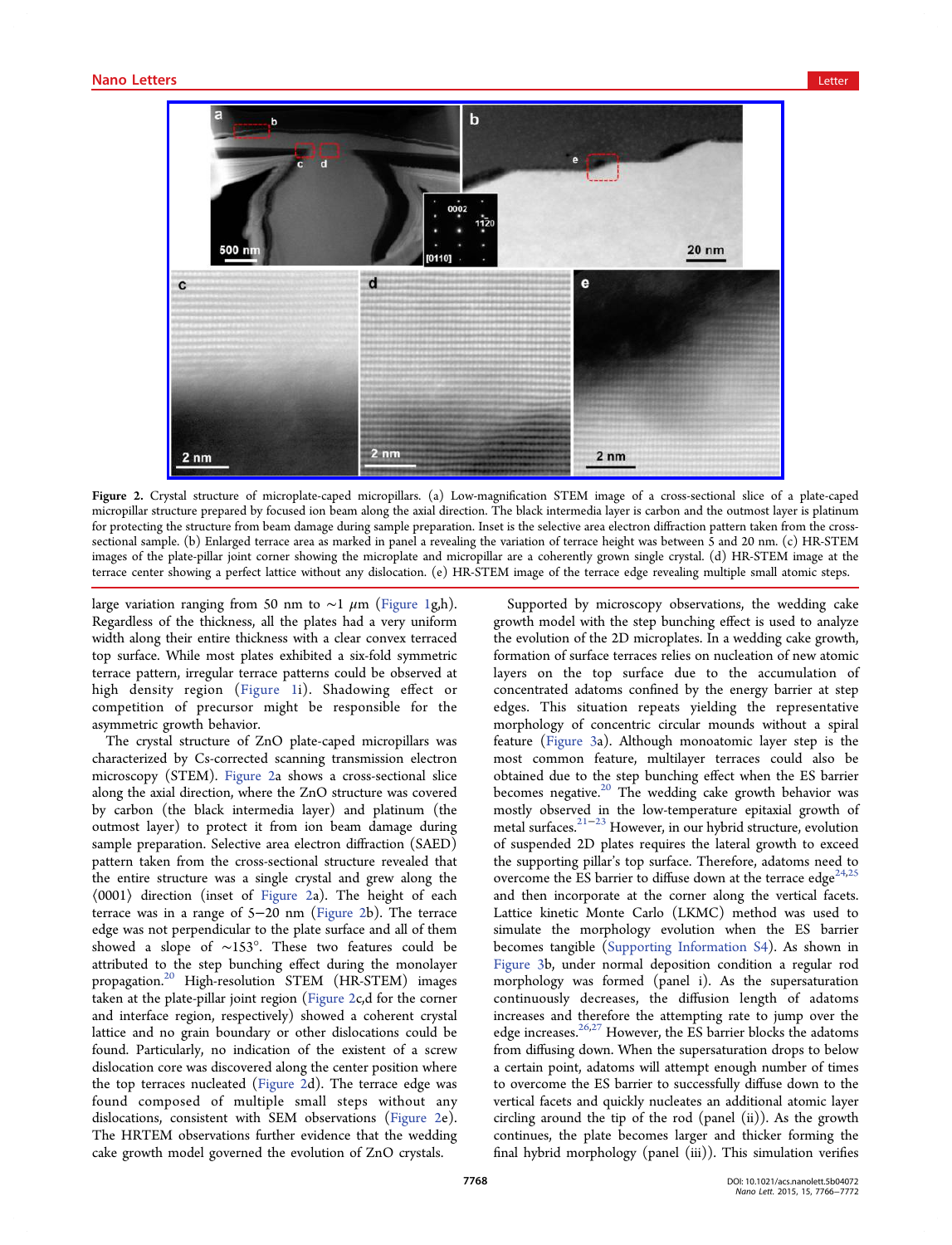Figure 2. Crystal structure of microplate-caped micropillars. (a) Low-magnification STEM image of a cross-sectional slice of a plate-caped micropillar structure prepared by focused ion beam along the axial direction. The black intermedia layer is carbon and the outmost layer is platinum for protecting the structure from beam damage during sample preparation. Inset is the selective area electron diffraction pattern taken from the cross-sectional sample. (b) Enlarged terrace area as marked in panel a revealing the variation of terrace height was between 5 and 20 nm. (c) HR-STEM images of the plate-pillar joint corner showing the microplate and micropillar are a coherently grown single crystal. (d) HR-STEM image at the terrace center showing a perfect lattice without any dislocation. (e) HR-STEM image of the terrace edge revealing multiple small atomic steps.

large variation ranging from 50 nm to ~1 $\mu$m (Figure 1g,h). Regardless of the thickness, all the plates had a very uniform width along their entire thickness with a clear convex terraced top surface. While most plates exhibited a six-fold symmetric terrace pattern, irregular terrace patterns could be observed at high density region (Figure 1i). Shadowing effect or competition of precursor might be responsible for the asymmetric growth behavior.

The crystal structure of ZnO plate-caped micropillars was characterized by Cs-corrected scanning transmission electron microscopy (STEM). Figure 2a shows a cross-sectional slice along the axial direction, where the ZnO structure was covered by carbon (the black intermedia layer) and platinum (the outmost layer) to protect it from ion beam damage during sample preparation. Selective area electron diffraction (SAED) pattern taken from the cross-sectional structure revealed that the entire structure was a single crystal and grew along the ⟨0001⟩ direction (inset of Figure 2a). The height of each terrace was in a range of 5−20 nm (Figure 2b). The terrace edge was not perpendicular to the plate surface and all of them showed a slope of ~153°. These two features could be attributed to the step bunching effect during the monolayer propagation.[20] High-resolution STEM (HR-STEM) images taken at the plate-pillar joint region (Figure 2c,d for the corner and interface region, respectively) showed a coherent crystal lattice and no grain boundary or other dislocations could be found. Particularly, no indication of the existent of a screw dislocation core was discovered along the center position where the top terraces nucleated (Figure 2d). The terrace edge was found composed of multiple small steps without any dislocations, consistent with SEM observations (Figure 2e). The HRTEM observations further evidence that the wedding cake growth model governed the evolution of ZnO crystals.

Supported by microscopy observations, the wedding cake growth model with the step bunching effect is used to analyze the evolution of the 2D microplates. In a wedding cake growth, formation of surface terraces relies on nucleation of new atomic layers on the top surface due to the accumulation of concentrated adatoms confined by the energy barrier at step edges. This situation repeats yielding the representative morphology of concentric circular mounds without a spiral feature (Figure 3a). Although monoatomic layer step is the most common feature, multilayer terraces could also be obtained due to the step bunching effect when the ES barrier becomes negative.[20] The wedding cake growth behavior was mostly observed in the low-temperature epitaxial growth of metal surfaces.[21−23] However, in our hybrid structure, evolution of suspended 2D plates requires the lateral growth to exceed the supporting pillar's top surface. Therefore, adatoms need to overcome the ES barrier to diffuse down at the terrace edge[24,25] and then incorporate at the corner along the vertical facets. Lattice kinetic Monte Carlo (LKMC) method was used to simulate the morphology evolution when the ES barrier becomes tangible (Supporting Information S4). As shown in Figure 3b, under normal deposition condition a regular rod morphology was formed (panel i). As the supersaturation continuously decreases, the diffusion length of adatoms increases and therefore the attempting rate to jump over the edge increases.[26,27] However, the ES barrier blocks the adatoms from diffusing down. When the supersaturation drops to below a certain point, adatoms will attempt enough number of times to overcome the ES barrier to successfully diffuse down to the vertical facets and quickly nucleates an additional atomic layer circling around the tip of the rod (panel (ii)). As the growth continues, the plate becomes larger and thicker forming the final hybrid morphology (panel (iii)). This simulation verifies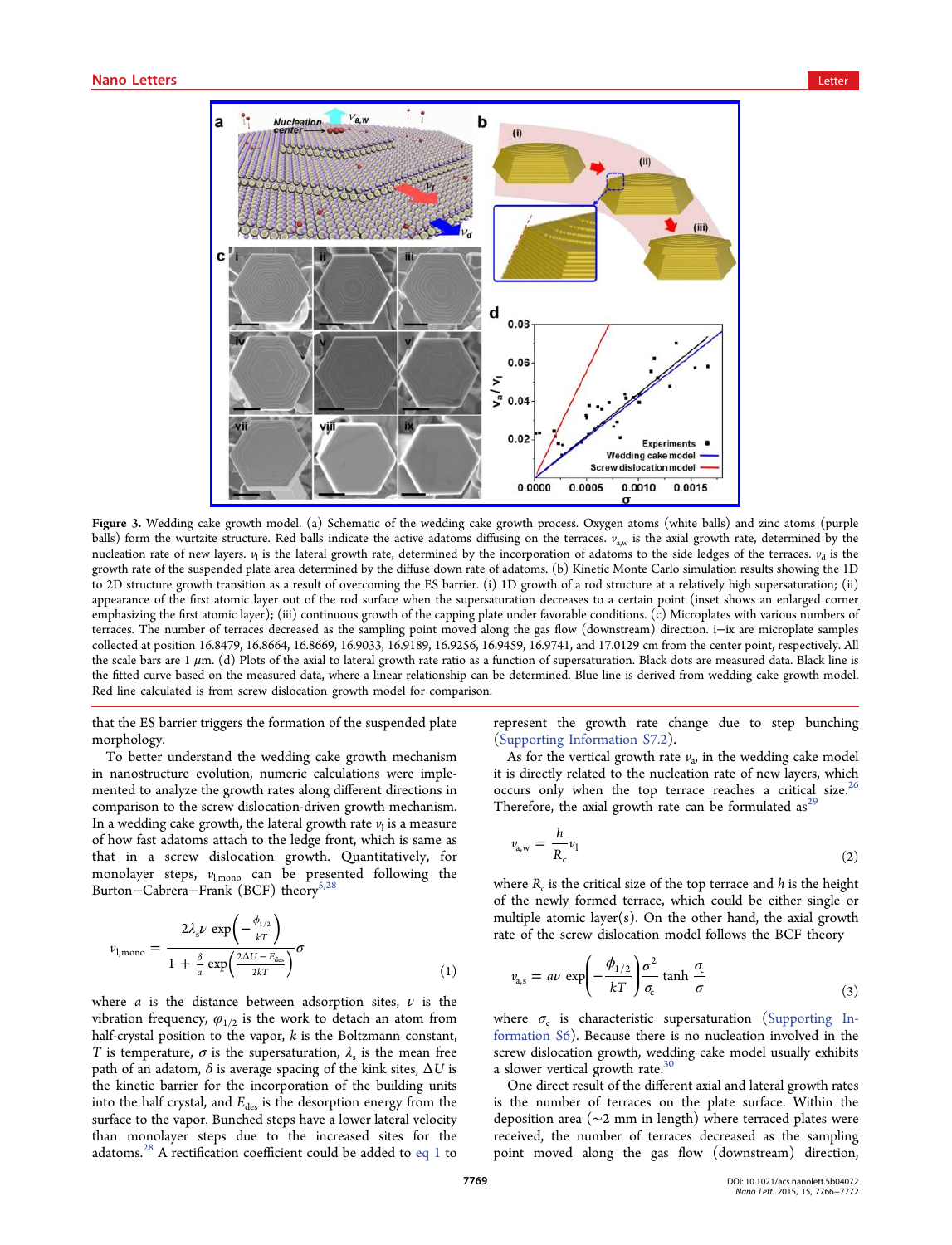**Figure 3.** Wedding cake growth model. (a) Schematic of the wedding cake growth process. Oxygen atoms (white balls) and zinc atoms (purple balls) form the wurtzite structure. Red balls indicate the active adatoms diffusing on the terraces. $v_{a,w}$ is the axial growth rate, determined by the nucleation rate of new layers. $v_l$ is the lateral growth rate, determined by the incorporation of adatoms to the side ledges of the terraces. $v_d$ is the growth rate of the suspended plate area determined by the diffuse down rate of adatoms. (b) Kinetic Monte Carlo simulation results showing the 1D to 2D structure growth transition as a result of overcoming the ES barrier. (i) 1D growth of a rod structure at a relatively high supersaturation; (ii) appearance of the first atomic layer out of the rod surface when the supersaturation decreases to a certain point (inset shows an enlarged corner emphasizing the first atomic layer); (iii) continuous growth of the capping plate under favorable conditions. (c) Microplates with various numbers of terraces. The number of terraces decreased as the sampling point moved along the gas flow (downstream) direction. i−ix are microplate samples collected at position 16.8479, 16.8664, 16.8669, 16.9033, 16.9189, 16.9256, 16.9459, 16.9741, and 17.0129 cm from the center point, respectively. All the scale bars are 1 $\mu$m. (d) Plots of the axial to lateral growth rate ratio as a function of supersaturation. Black dots are measured data. Black line is the fitted curve based on the measured data, where a linear relationship can be determined. Blue line is derived from wedding cake growth model. Red line calculated is from screw dislocation growth model for comparison.

that the ES barrier triggers the formation of the suspended plate morphology.

To better understand the wedding cake growth mechanism in nanostructure evolution, numeric calculations were implemented to analyze the growth rates along different directions in comparison to the screw dislocation-driven growth mechanism. In a wedding cake growth, the lateral growth rate $v_l$ is a measure of how fast adatoms attach to the ledge front, which is same as that in a screw dislocation growth. Quantitatively, for monolayer steps, $v_{l,mono}$ can be presented following the Burton−Cabrera−Frank (BCF) theory[5,28]

$$v_{l,mono} = \frac{2\lambda_s \nu \exp\left(-\frac{\phi_{1/2}}{kT}\right)}{1 + \frac{\delta}{a}\exp\left(\frac{2\Delta U - E_{des}}{2kT}\right)}\sigma \tag{1}$$

where $a$ is the distance between adsorption sites, $\nu$ is the vibration frequency, $\varphi_{1/2}$ is the work to detach an atom from half-crystal position to the vapor, $k$ is the Boltzmann constant, $T$ is temperature, $\sigma$ is the supersaturation, $\lambda_s$ is the mean free path of an adatom, $\delta$ is average spacing of the kink sites, $\Delta U$ is the kinetic barrier for the incorporation of the building units into the half crystal, and $E_{des}$ is the desorption energy from the surface to the vapor. Bunched steps have a lower lateral velocity than monolayer steps due to the increased sites for the adatoms.[28] A rectification coefficient could be added to eq 1 to represent the growth rate change due to step bunching (Supporting Information S7.2).

As for the vertical growth rate $v_a$, in the wedding cake model it is directly related to the nucleation rate of new layers, which occurs only when the top terrace reaches a critical size.[26] Therefore, the axial growth rate can be formulated as[29]

$$v_{a,w} = \frac{h}{R_c}v_l \tag{2}$$

where $R_c$ is the critical size of the top terrace and $h$ is the height of the newly formed terrace, which could be either single or multiple atomic layer(s). On the other hand, the axial growth rate of the screw dislocation model follows the BCF theory

$$v_{a,s} = a\nu \exp\left(-\frac{\phi_{1/2}}{kT}\right)\frac{\sigma^2}{\sigma_c}\tanh\frac{\sigma_c}{\sigma} \tag{3}$$

where $\sigma_c$ is characteristic supersaturation (Supporting Information S6). Because there is no nucleation involved in the screw dislocation growth, wedding cake model usually exhibits a slower vertical growth rate.[30]

One direct result of the different axial and lateral growth rates is the number of terraces on the plate surface. Within the deposition area (~2 mm in length) where terraced plates were received, the number of terraces decreased as the sampling point moved along the gas flow (downstream) direction,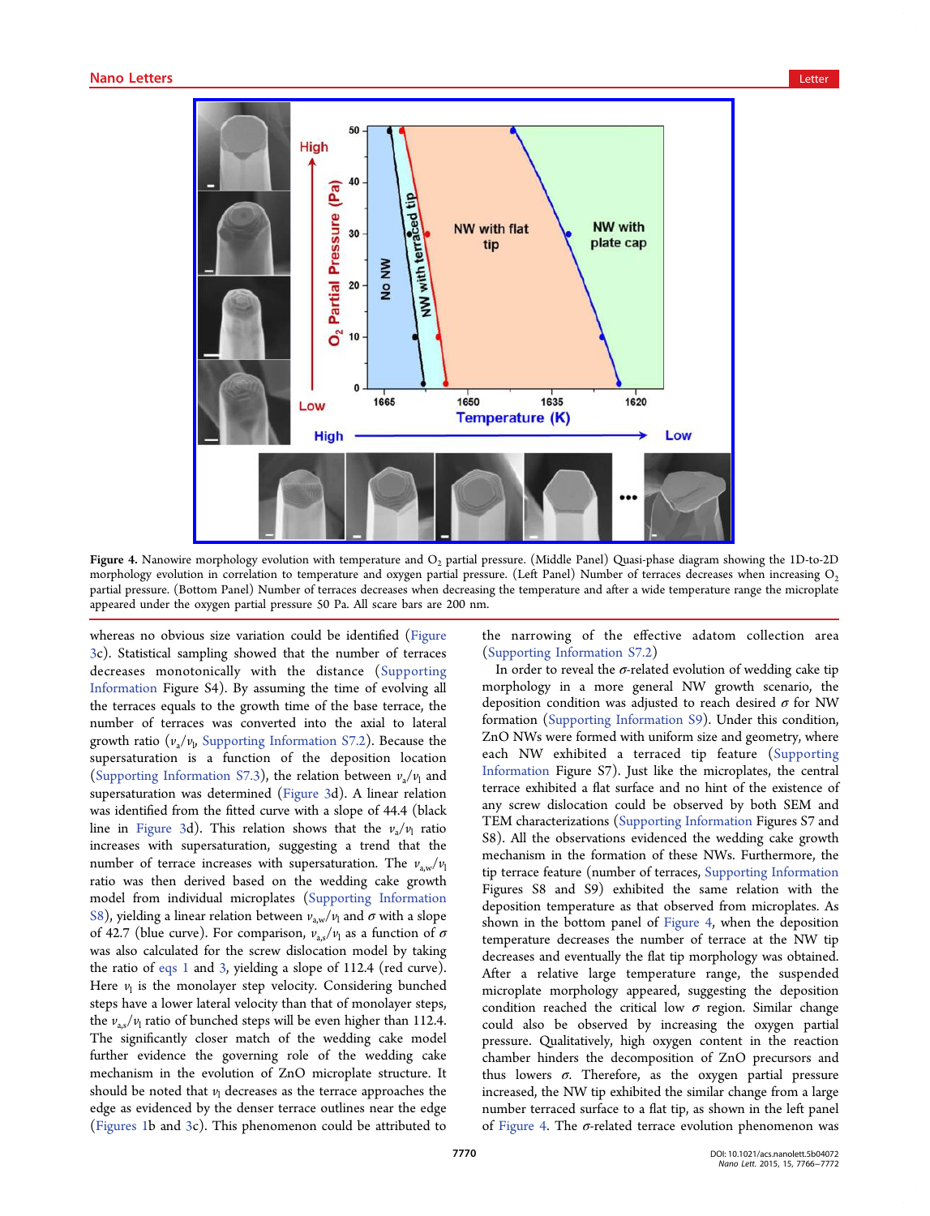**Figure 4.** Nanowire morphology evolution with temperature and $O_2$ partial pressure. (Middle Panel) Quasi-phase diagram showing the 1D-to-2D morphology evolution in correlation to temperature and oxygen partial pressure. (Left Panel) Number of terraces decreases when increasing $O_2$ partial pressure. (Bottom Panel) Number of terraces decreases when decreasing the temperature and after a wide temperature range the microplate appeared under the oxygen partial pressure 50 Pa. All scare bars are 200 nm.

whereas no obvious size variation could be identified (Figure 3c). Statistical sampling showed that the number of terraces decreases monotonically with the distance (Supporting Information Figure S4). By assuming the time of evolving all the terraces equals to the growth time of the base terrace, the number of terraces was converted into the axial to lateral growth ratio ($v_a/v_l$, Supporting Information S7.2). Because the supersaturation is a function of the deposition location (Supporting Information S7.3), the relation between $v_a/v_l$ and supersaturation was determined (Figure 3d). A linear relation was identified from the fitted curve with a slope of 44.4 (black line in Figure 3d). This relation shows that the $v_a/v_l$ ratio increases with supersaturation, suggesting a trend that the number of terrace increases with supersaturation. The $v_{a,w}/v_l$ ratio was then derived based on the wedding cake growth model from individual microplates (Supporting Information S8), yielding a linear relation between $v_{a,w}/v_l$ and $\sigma$ with a slope of 42.7 (blue curve). For comparison, $v_{a,s}/v_l$ as a function of $\sigma$ was also calculated for the screw dislocation model by taking the ratio of eqs 1 and 3, yielding a slope of 112.4 (red curve). Here $v_l$ is the monolayer step velocity. Considering bunched steps have a lower lateral velocity than that of monolayer steps, the $v_{a,s}/v_l$ ratio of bunched steps will be even higher than 112.4. The significantly closer match of the wedding cake model further evidence the governing role of the wedding cake mechanism in the evolution of ZnO microplate structure. It should be noted that $v_l$ decreases as the terrace approaches the edge as evidenced by the denser terrace outlines near the edge (Figures 1b and 3c). This phenomenon could be attributed to the narrowing of the effective adatom collection area (Supporting Information S7.2)

In order to reveal the $\sigma$-related evolution of wedding cake tip morphology in a more general NW growth scenario, the deposition condition was adjusted to reach desired $\sigma$ for NW formation (Supporting Information S9). Under this condition, ZnO NWs were formed with uniform size and geometry, where each NW exhibited a terraced tip feature (Supporting Information Figure S7). Just like the microplates, the central terrace exhibited a flat surface and no hint of the existence of any screw dislocation could be observed by both SEM and TEM characterizations (Supporting Information Figures S7 and S8). All the observations evidenced the wedding cake growth mechanism in the formation of these NWs. Furthermore, the tip terrace feature (number of terraces, Supporting Information Figures S8 and S9) exhibited the same relation with the deposition temperature as that observed from microplates. As shown in the bottom panel of Figure 4, when the deposition temperature decreases the number of terrace at the NW tip decreases and eventually the flat tip morphology was obtained. After a relative large temperature range, the suspended microplate morphology appeared, suggesting the deposition condition reached the critical low $\sigma$ region. Similar change could also be observed by increasing the oxygen partial pressure. Qualitatively, high oxygen content in the reaction chamber hinders the decomposition of ZnO precursors and thus lowers $\sigma$. Therefore, as the oxygen partial pressure increased, the NW tip exhibited the similar change from a large number terraced surface to a flat tip, as shown in the left panel of Figure 4. The $\sigma$-related terrace evolution phenomenon was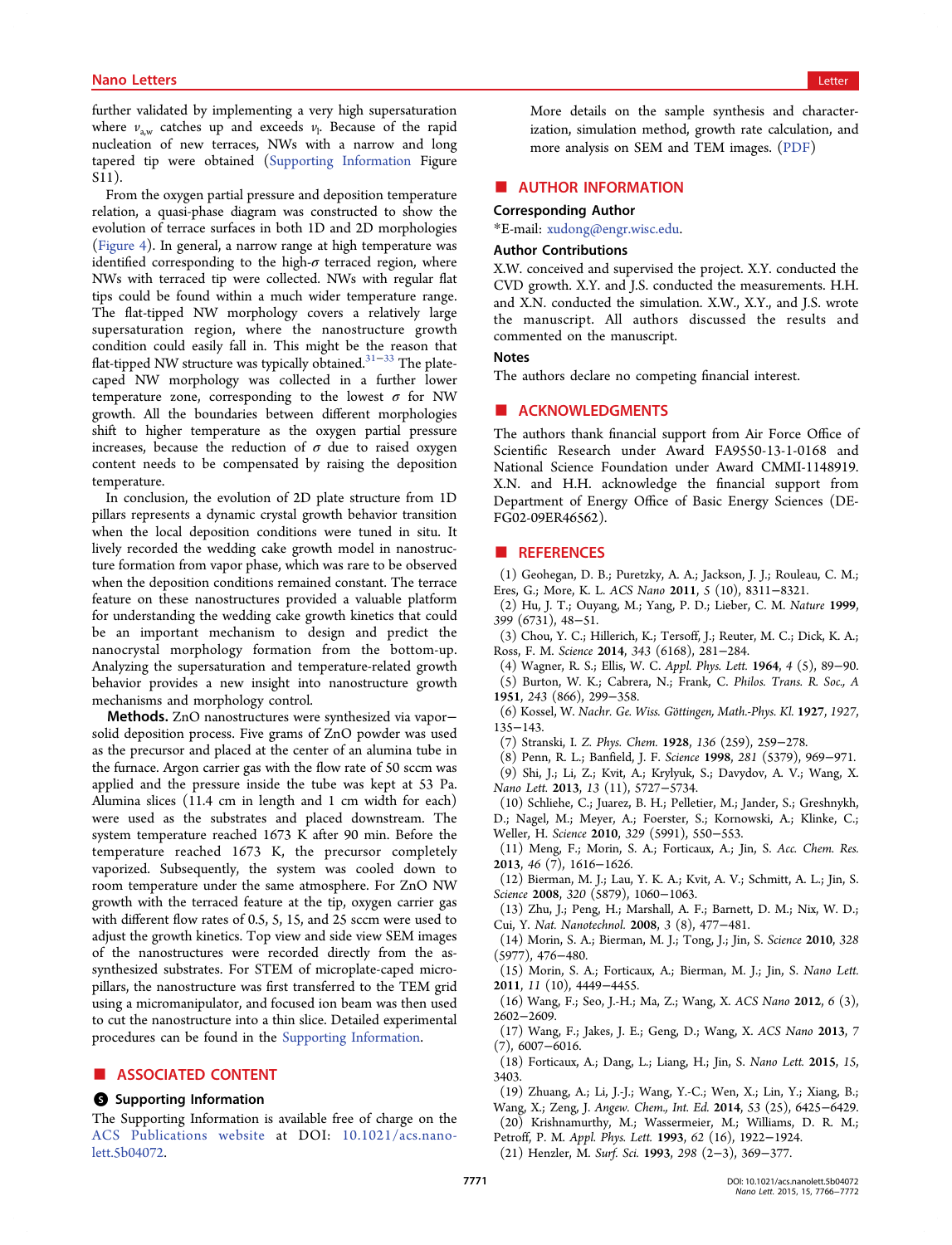further validated by implementing a very high supersaturation where $v_{a,w}$ catches up and exceeds $v_l$. Because of the rapid nucleation of new terraces, NWs with a narrow and long tapered tip were obtained (Supporting Information Figure S11).

From the oxygen partial pressure and deposition temperature relation, a quasi-phase diagram was constructed to show the evolution of terrace surfaces in both 1D and 2D morphologies (Figure 4). In general, a narrow range at high temperature was identified corresponding to the high-$\sigma$ terraced region, where NWs with terraced tip were collected. NWs with regular flat tips could be found within a much wider temperature range. The flat-tipped NW morphology covers a relatively large supersaturation region, where the nanostructure growth condition could easily fall in. This might be the reason that flat-tipped NW structure was typically obtained.[31−33] The plate-caped NW morphology was collected in a further lower temperature zone, corresponding to the lowest $\sigma$ for NW growth. All the boundaries between different morphologies shift to higher temperature as the oxygen partial pressure increases, because the reduction of $\sigma$ due to raised oxygen content needs to be compensated by raising the deposition temperature.

In conclusion, the evolution of 2D plate structure from 1D pillars represents a dynamic crystal growth behavior transition when the local deposition conditions were tuned in situ. It lively recorded the wedding cake growth model in nanostructure formation from vapor phase, which was rare to be observed when the deposition conditions remained constant. The terrace feature on these nanostructures provided a valuable platform for understanding the wedding cake growth kinetics that could be an important mechanism to design and predict the nanocrystal morphology formation from the bottom-up. Analyzing the supersaturation and temperature-related growth behavior provides a new insight into nanostructure growth mechanisms and morphology control.

**Methods.** ZnO nanostructures were synthesized via vapor−solid deposition process. Five grams of ZnO powder was used as the precursor and placed at the center of an alumina tube in the furnace. Argon carrier gas with the flow rate of 50 sccm was applied and the pressure inside the tube was kept at 53 Pa. Alumina slices (11.4 cm in length and 1 cm width for each) were used as the substrates and placed downstream. The system temperature reached 1673 K after 90 min. Before the temperature reached 1673 K, the precursor completely vaporized. Subsequently, the system was cooled down to room temperature under the same atmosphere. For ZnO NW growth with the terraced feature at the tip, oxygen carrier gas with different flow rates of 0.5, 5, 15, and 25 sccm were used to adjust the growth kinetics. Top view and side view SEM images of the nanostructures were recorded directly from the as-synthesized substrates. For STEM of microplate-caped micropillars, the nanostructure was first transferred to the TEM grid using a micromanipulator, and focused ion beam was then used to cut the nanostructure into a thin slice. Detailed experimental procedures can be found in the Supporting Information.

## ■ ASSOCIATED CONTENT

### Supporting Information

The Supporting Information is available free of charge on the ACS Publications website at DOI: 10.1021/acs.nanolett.5b04072.

More details on the sample synthesis and characterization, simulation method, growth rate calculation, and more analysis on SEM and TEM images. (PDF)

## ■ AUTHOR INFORMATION

### Corresponding Author

*E-mail: xudong@engr.wisc.edu.

### Author Contributions

X.W. conceived and supervised the project. X.Y. conducted the CVD growth. X.Y. and J.S. conducted the measurements. H.H. and X.N. conducted the simulation. X.W., X.Y., and J.S. wrote the manuscript. All authors discussed the results and commented on the manuscript.

### Notes

The authors declare no competing financial interest.

## ■ ACKNOWLEDGMENTS

The authors thank financial support from Air Force Office of Scientific Research under Award FA9550-13-1-0168 and National Science Foundation under Award CMMI-1148919. X.N. and H.H. acknowledge the financial support from Department of Energy Office of Basic Energy Sciences (DE-FG02-09ER46562).

## ■ REFERENCES

(1) Geohegan, D. B.; Puretzky, A. A.; Jackson, J. J.; Rouleau, C. M.; Eres, G.; More, K. L. *ACS Nano* **2011**, *5* (10), 8311−8321.
(2) Hu, J. T.; Ouyang, M.; Yang, P. D.; Lieber, C. M. *Nature* **1999**, *399* (6731), 48−51.
(3) Chou, Y. C.; Hillerich, K.; Tersoff, J.; Reuter, M. C.; Dick, K. A.; Ross, F. M. *Science* **2014**, *343* (6168), 281−284.
(4) Wagner, R. S.; Ellis, W. C. *Appl. Phys. Lett.* **1964**, *4* (5), 89−90.
(5) Burton, W. K.; Cabrera, N.; Frank, C. *Philos. Trans. R. Soc., A* **1951**, *243* (866), 299−358.
(6) Kossel, W. *Nachr. Ge. Wiss. Göttingen, Math.-Phys. Kl.* **1927**, *1927*, 135−143.
(7) Stranski, I. *Z. Phys. Chem.* **1928**, *136* (259), 259−278.
(8) Penn, R. L.; Banfield, J. F. *Science* **1998**, *281* (5379), 969−971.
(9) Shi, J.; Li, Z.; Kvit, A.; Krylyuk, S.; Davydov, A. V.; Wang, X. *Nano Lett.* **2013**, *13* (11), 5727−5734.
(10) Schliehe, C.; Juarez, B. H.; Pelletier, M.; Jander, S.; Greshnykh, D.; Nagel, M.; Meyer, A.; Foerster, S.; Kornowski, A.; Klinke, C.; Weller, H. *Science* **2010**, *329* (5991), 550−553.
(11) Meng, F.; Morin, S. A.; Forticaux, A.; Jin, S. *Acc. Chem. Res.* **2013**, *46* (7), 1616−1626.
(12) Bierman, M. J.; Lau, Y. K. A.; Kvit, A. V.; Schmitt, A. L.; Jin, S. *Science* **2008**, *320* (5879), 1060−1063.
(13) Zhu, J.; Peng, H.; Marshall, A. F.; Barnett, D. M.; Nix, W. D.; Cui, Y. *Nat. Nanotechnol.* **2008**, *3* (8), 477−481.
(14) Morin, S. A.; Bierman, M. J.; Tong, J.; Jin, S. *Science* **2010**, *328* (5977), 476−480.
(15) Morin, S. A.; Forticaux, A.; Bierman, M. J.; Jin, S. *Nano Lett.* **2011**, *11* (10), 4449−4455.
(16) Wang, F.; Seo, J.-H.; Ma, Z.; Wang, X. *ACS Nano* **2012**, *6* (3), 2602−2609.
(17) Wang, F.; Jakes, J. E.; Geng, D.; Wang, X. *ACS Nano* **2013**, *7* (7), 6007−6016.
(18) Forticaux, A.; Dang, L.; Liang, H.; Jin, S. *Nano Lett.* **2015**, *15*, 3403.
(19) Zhuang, A.; Li, J.-J.; Wang, Y.-C.; Wen, X.; Lin, Y.; Xiang, B.; Wang, X.; Zeng, J. *Angew. Chem., Int. Ed.* **2014**, *53* (25), 6425−6429.
(20) Krishnamurthy, M.; Wassermeier, M.; Williams, D. R. M.; Petroff, P. M. *Appl. Phys. Lett.* **1993**, *62* (16), 1922−1924.
(21) Henzler, M. *Surf. Sci.* **1993**, *298* (2−3), 369−377.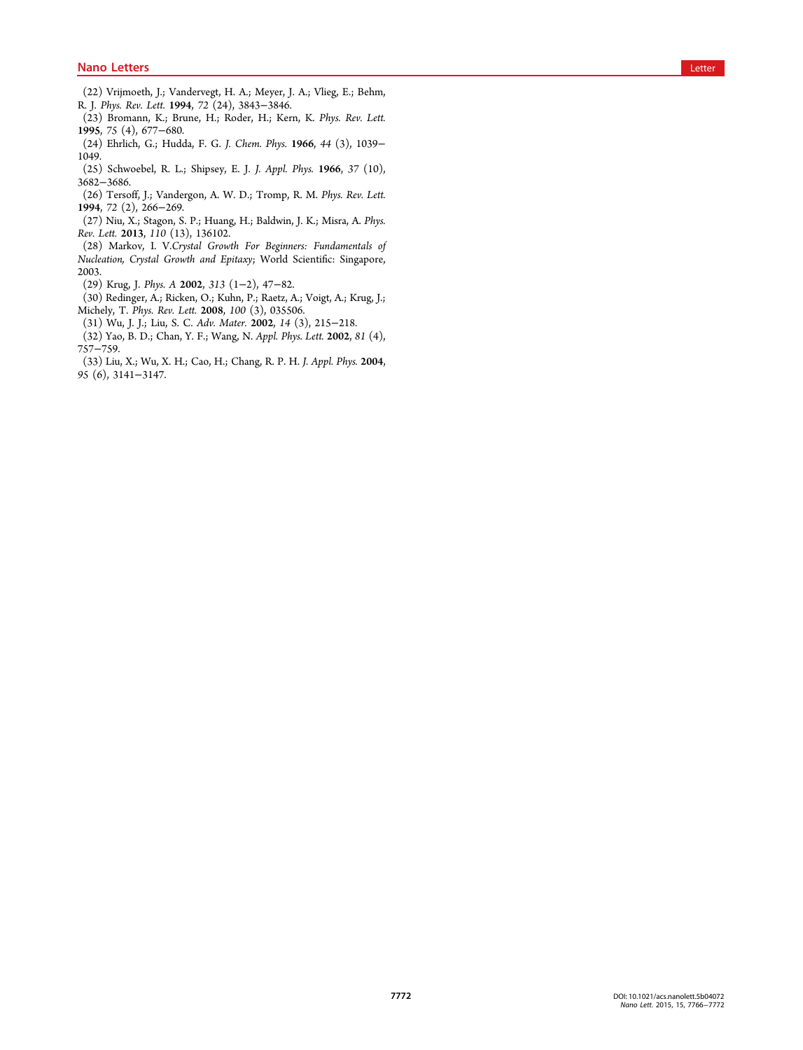(22) Vrijmoeth, J.; Vandervegt, H. A.; Meyer, J. A.; Vlieg, E.; Behm, R. J. *Phys. Rev. Lett.* **1994**, *72* (24), 3843−3846.

(23) Bromann, K.; Brune, H.; Roder, H.; Kern, K. *Phys. Rev. Lett.* **1995**, *75* (4), 677−680.

(24) Ehrlich, G.; Hudda, F. G. *J. Chem. Phys.* **1966**, *44* (3), 1039−1049.

(25) Schwoebel, R. L.; Shipsey, E. J. *J. Appl. Phys.* **1966**, *37* (10), 3682−3686.

(26) Tersoff, J.; Vandergon, A. W. D.; Tromp, R. M. *Phys. Rev. Lett.* **1994**, *72* (2), 266−269.

(27) Niu, X.; Stagon, S. P.; Huang, H.; Baldwin, J. K.; Misra, A. *Phys. Rev. Lett.* **2013**, *110* (13), 136102.

(28) Markov, I. V.*Crystal Growth For Beginners: Fundamentals of Nucleation, Crystal Growth and Epitaxy*; World Scientific: Singapore, 2003.

(29) Krug, J. *Phys. A* **2002**, *313* (1−2), 47−82.

(30) Redinger, A.; Ricken, O.; Kuhn, P.; Raetz, A.; Voigt, A.; Krug, J.; Michely, T. *Phys. Rev. Lett.* **2008**, *100* (3), 035506.

(31) Wu, J. J.; Liu, S. C. *Adv. Mater.* **2002**, *14* (3), 215−218.

(32) Yao, B. D.; Chan, Y. F.; Wang, N. *Appl. Phys. Lett.* **2002**, *81* (4), 757−759.

(33) Liu, X.; Wu, X. H.; Cao, H.; Chang, R. P. H. *J. Appl. Phys.* **2004**, *95* (6), 3141−3147.